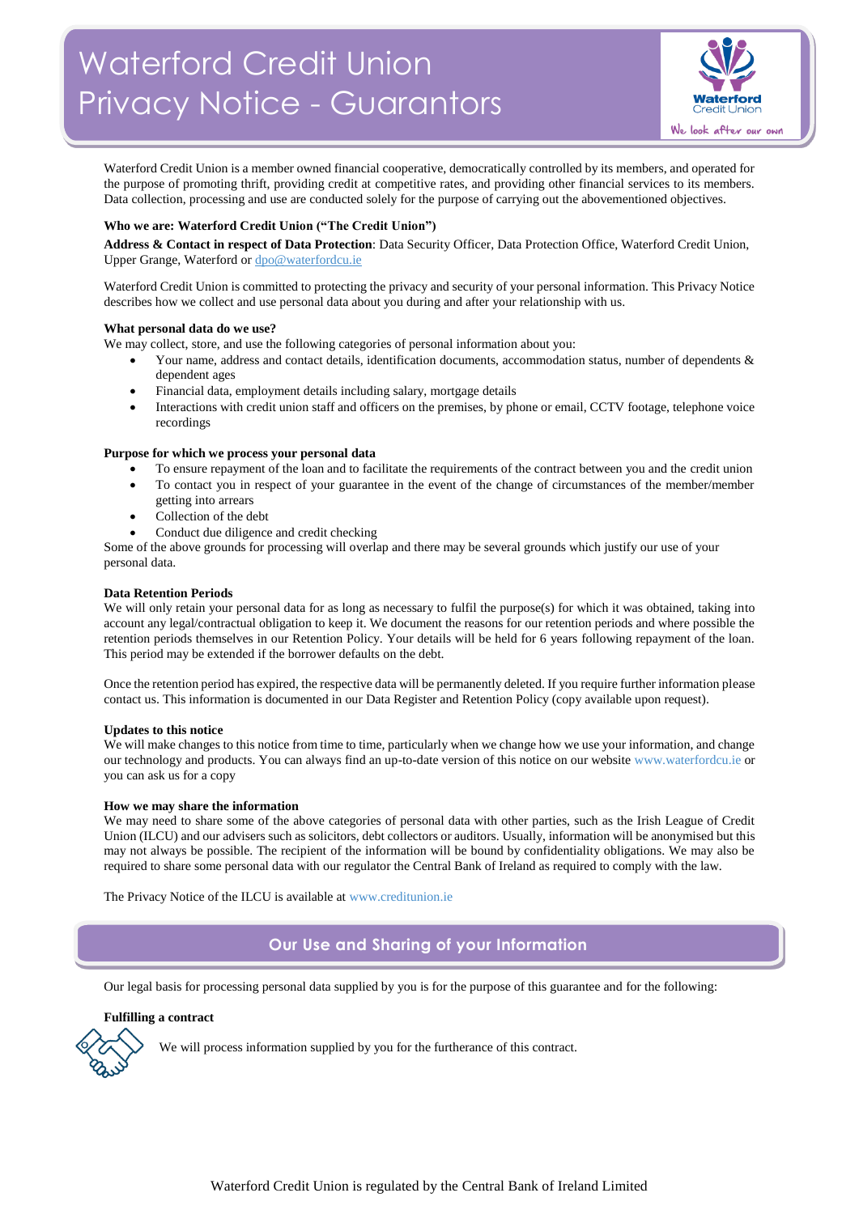#### Waterford Credit Union Privacy Notice - Guarantors

Waterford Credit Union is a member owned financial cooperative, democratically controlled by its members, and operated for the purpose of promoting thrift, providing credit at competitive rates, and providing other financial services to its members. Data collection, processing and use are conducted solely for the purpose of carrying out the abovementioned objectives.

**Who we are: Waterford Credit Union ("The Credit Union")**

**Address & Contact in respect of Data Protection**: Data Security Officer, Data Protection Office, Waterford Credit Union, Upper Grange, Waterford or dpo@waterfordcu.ie

Waterford Credit Union is committed to protecting the privacy and security of your personal information. This Privacy Notice describes how we collect and use personal data about you during and after your relationship with us.

**What personal data do we use?**

We may collect, store, and use the following categories of personal information about you:

- Your name, address and contact details, identification documents, accommodation status, number of dependents & dependent ages
- Financial data, employment details including salary, mortgage details
- Interactions with credit union staff and officers on the premises, by phone or email, CCTV footage, telephone voice recordings

**Purpose for which we process your personal data**

- To ensure repayment of the loan and to facilitate the requirements of the contract between you and the credit union
- To contact you in respect of your guarantee in the event of the change of circumstances of the member/member getting into arrears
- Collection of the debt
- Conduct due diligence and credit checking

Some of the above grounds for processing will overlap and there may be several grounds which justify our use of your personal data.

**Data Retention Periods**

We will only retain your personal data for as long as necessary to fulfil the purpose(s) for which it was obtained, taking into account any legal/contractual obligation to keep it. We document the reasons for our retention periods and where possible the retention periods themselves in our Retention Policy. Your details will be held for 6 years following repayment of the loan. This period may be extended if the borrower defaults on the debt.

Once the retention period has expired, the respective data will be permanently deleted. If you require further information please contact us. This information is documented in our Data Register and Retention Policy (copy available upon request).

**Updates to this notice**

We will make changes to this notice from time to time, particularly when we change how we use your information, and change our technology and products. You can always find an up-to-date version of this notice on our website www.waterfordcu.ie or you can ask us for a copy

**How we may share the information**

We may need to share some of the above categories of personal data with other parties, such as the Irish League of Credit Union (ILCU) and our advisers such as solicitors, debt collectors or auditors. Usually, information will be anonymised but this may not always be possible. The recipient of the information will be bound by confidentiality obligations. We may also be required to share some personal data with our regulator the Central Bank of Ireland as required to comply with the law.

The Privacy Notice of the ILCU is available at www.creditunion.ie

## Our Use and Sharing of your Information

Our legal basis for processing personal data supplied by you is for the purpose of this guarantee and for the following:

**Fulfilling a contract**

We will process information supplied by you for the furtherance of this contract.

Waterford Credit Union is regulated by the Central Bank of Ireland Limited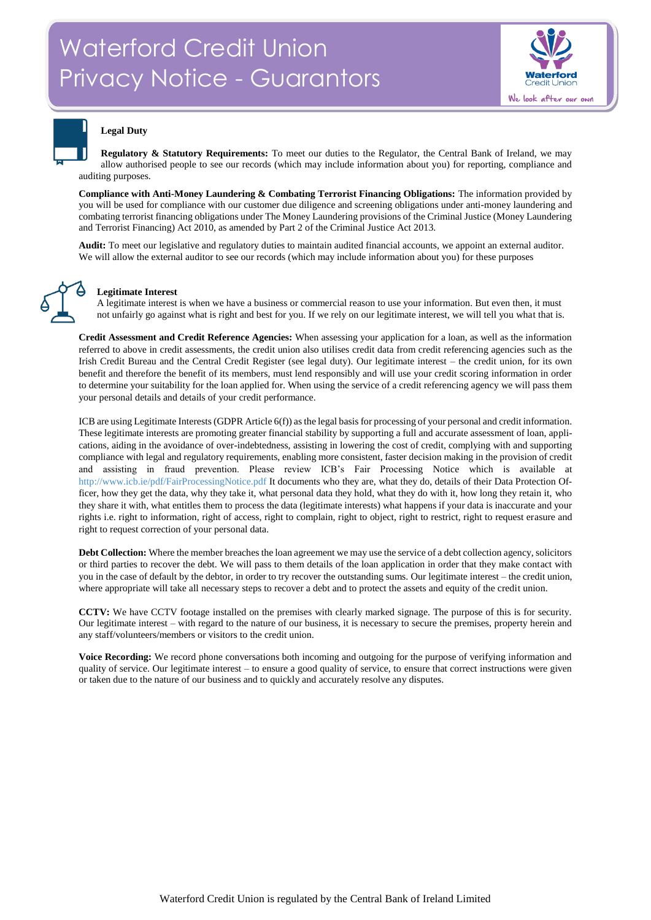# Waterford Credit Union Privacy Notice - Guarantors

### Legal Duty

**Regulatory & Statutory Requirements:** To meet our duties to the Regulator, the Central Bank of Ireland, we may allow authorised people to see our records (which may include information about you) for reporting, compliance and auditing purposes.

**Compliance with Anti-Money Laundering & Combating Terrorist Financing Obligations:** The information provided by you will be used for compliance with our customer due diligence and screening obligations under anti-money laundering and combating terrorist financing obligations under The Money Laundering provisions of the Criminal Justice (Money Laundering and Terrorist Financing) Act 2010, as amended by Part 2 of the Criminal Justice Act 2013.

**Audit:** To meet our legislative and regulatory duties to maintain audited financial accounts, we appoint an external auditor. We will allow the external auditor to see our records (which may include information about you) for these purposes

### Legitimate Interest

A legitimate interest is when we have a business or commercial reason to use your information. But even then, it must not unfairly go against what is right and best for you. If we rely on our legitimate interest, we will tell you what that is.

**Credit Assessment and Credit Reference Agencies:** When assessing your application for a loan, as well as the information referred to above in credit assessments, the credit union also utilises credit data from credit referencing agencies such as the Irish Credit Bureau and the Central Credit Register (see legal duty). Our legitimate interest – the credit union, for its own benefit and therefore the benefit of its members, must lend responsibly and will use your credit scoring information in order to determine your suitability for the loan applied for. When using the service of a credit referencing agency we will pass them your personal details and details of your credit performance.

ICB are using Legitimate Interests (GDPR Article 6(f)) as the legal basis for processing of your personal and credit information. These legitimate interests are promoting greater financial stability by supporting a full and accurate assessment of loan, applications, aiding in the avoidance of over-indebtedness, assisting in lowering the cost of credit, complying with and supporting compliance with legal and regulatory requirements, enabling more consistent, faster decision making in the provision of credit and assisting in fraud prevention. Please review ICB's Fair Processing Notice which is available at http://www.icb.ie/pdf/FairProcessingNotice.pdf It documents who they are, what they do, details of their Data Protection Officer, how they get the data, why they take it, what personal data they hold, what they do with it, how long they retain it, who they share it with, what entitles them to process the data (legitimate interests) what happens if your data is inaccurate and your rights i.e. right to information, right of access, right to complain, right to object, right to restrict, right to request erasure and right to request correction of your personal data.

**Debt Collection:** Where the member breaches the loan agreement we may use the service of a debt collection agency, solicitors or third parties to recover the debt. We will pass to them details of the loan application in order that they make contact with you in the case of default by the debtor, in order to try recover the outstanding sums. Our legitimate interest – the credit union, where appropriate will take all necessary steps to recover a debt and to protect the assets and equity of the credit union.

**CCTV:** We have CCTV footage installed on the premises with clearly marked signage. The purpose of this is for security. Our legitimate interest – with regard to the nature of our business, it is necessary to secure the premises, property herein and any staff/volunteers/members or visitors to the credit union.

**Voice Recording:** We record phone conversations both incoming and outgoing for the purpose of verifying information and quality of service. Our legitimate interest – to ensure a good quality of service, to ensure that correct instructions were given or taken due to the nature of our business and to quickly and accurately resolve any disputes.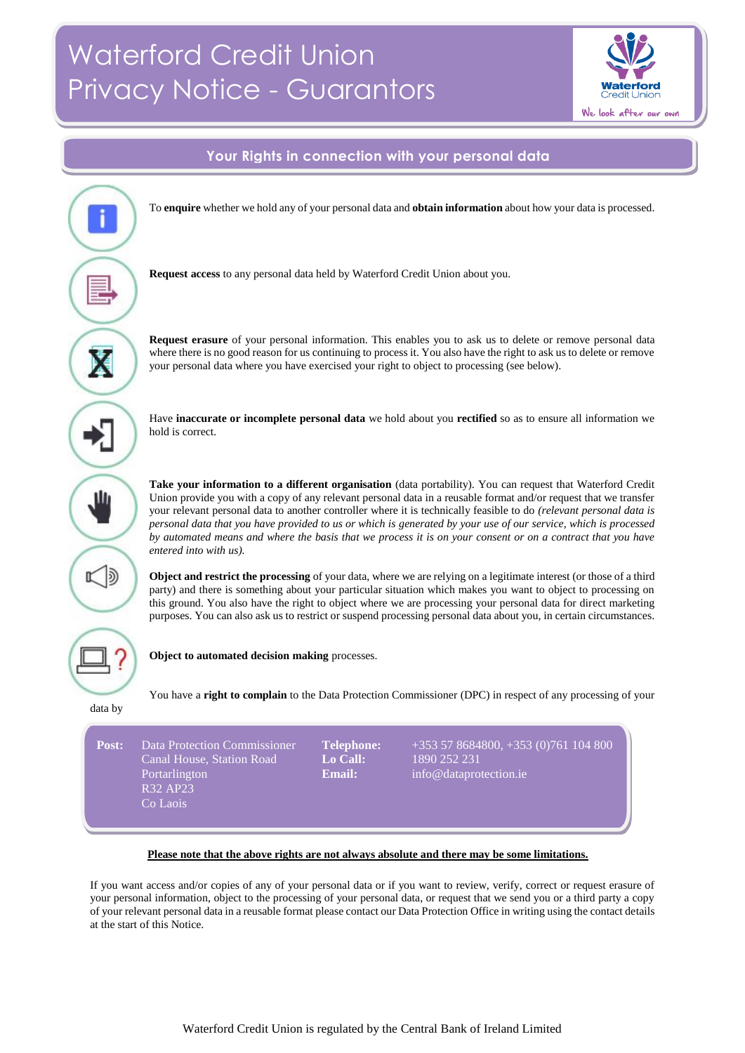# Waterford Credit Union Privacy Notice - Guarantors

## Your Rights in connection with your personal data

To **enquire** whether we hold any of your personal data and **obtain information** about how your data is processed.

**Request access** to any personal data held by Waterford Credit Union about you.

**Request erasure** of your personal information. This enables you to ask us to delete or remove personal data where there is no good reason for us continuing to process it. You also have the right to ask us to delete or remove your personal data where you have exercised your right to object to processing (see below).

Have **inaccurate or incomplete personal data** we hold about you **rectified** so as to ensure all information we hold is correct.

**Take your information to a different organisation** (data portability). You can request that Waterford Credit Union provide you with a copy of any relevant personal data in a reusable format and/or request that we transfer your relevant personal data to another controller where it is technically feasible to do *(relevant personal data is personal data that you have provided to us or which is generated by your use of our service, which is processed by automated means and where the basis that we process it is on your consent or on a contract that you have entered into with us).*

**Object and restrict the processing** of your data, where we are relying on a legitimate interest (or those of a third party) and there is something about your particular situation which makes you want to object to processing on this ground. You also have the right to object where we are processing your personal data for direct marketing purposes. You can also ask us to restrict or suspend processing personal data about you, in certain circumstances.

**Object to automated decision making** processes.

You have a **right to complain** to the Data Protection Commissioner (DPC) in respect of any processing of your data by

| | | | |
|---|---|---|---|
| **Post:** | Data Protection Commissioner<br>Canal House, Station Road<br>Portarlington<br>R32 AP23<br>Co Laois | **Telephone:**<br>**Lo Call:**<br>**Email:** | +353 57 8684800, +353 (0)761 104 800<br>1890 252 231<br>info@dataprotection.ie |

**Please note that the above rights are not always absolute and there may be some limitations.**

If you want access and/or copies of any of your personal data or if you want to review, verify, correct or request erasure of your personal information, object to the processing of your personal data, or request that we send you or a third party a copy of your relevant personal data in a reusable format please contact our Data Protection Office in writing using the contact details at the start of this Notice.

Waterford Credit Union is regulated by the Central Bank of Ireland Limited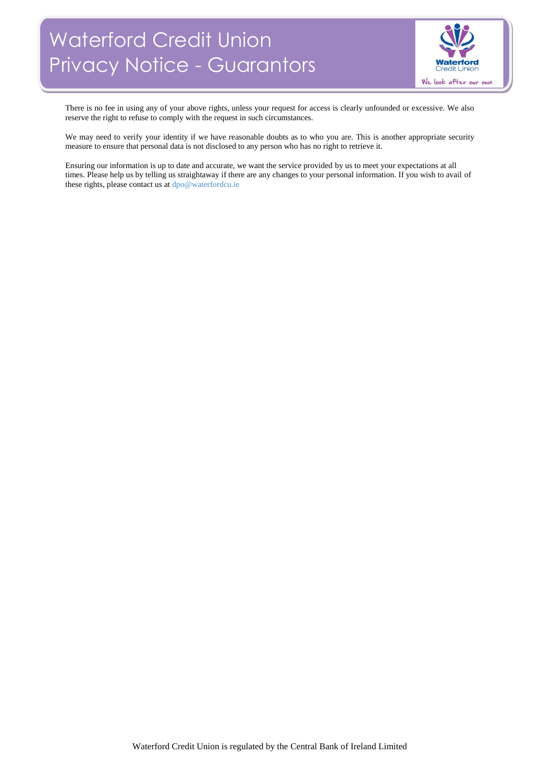There is no fee in using any of your above rights, unless your request for access is clearly unfounded or excessive. We also reserve the right to refuse to comply with the request in such circumstances.

We may need to verify your identity if we have reasonable doubts as to who you are. This is another appropriate security measure to ensure that personal data is not disclosed to any person who has no right to retrieve it.

Ensuring our information is up to date and accurate, we want the service provided by us to meet your expectations at all times. Please help us by telling us straightaway if there are any changes to your personal information. If you wish to avail of these rights, please contact us at dpo@waterfordcu.ie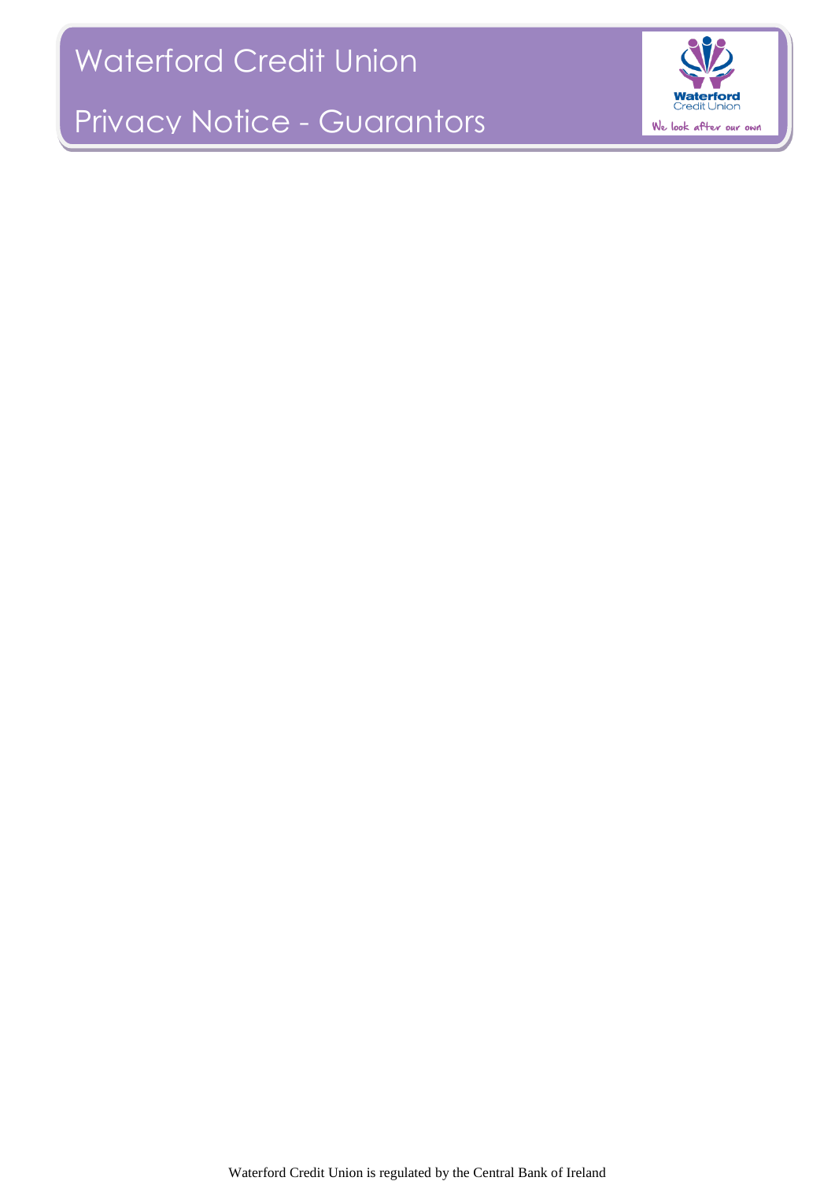# Waterford Credit Union

## Privacy Notice - Guarantors